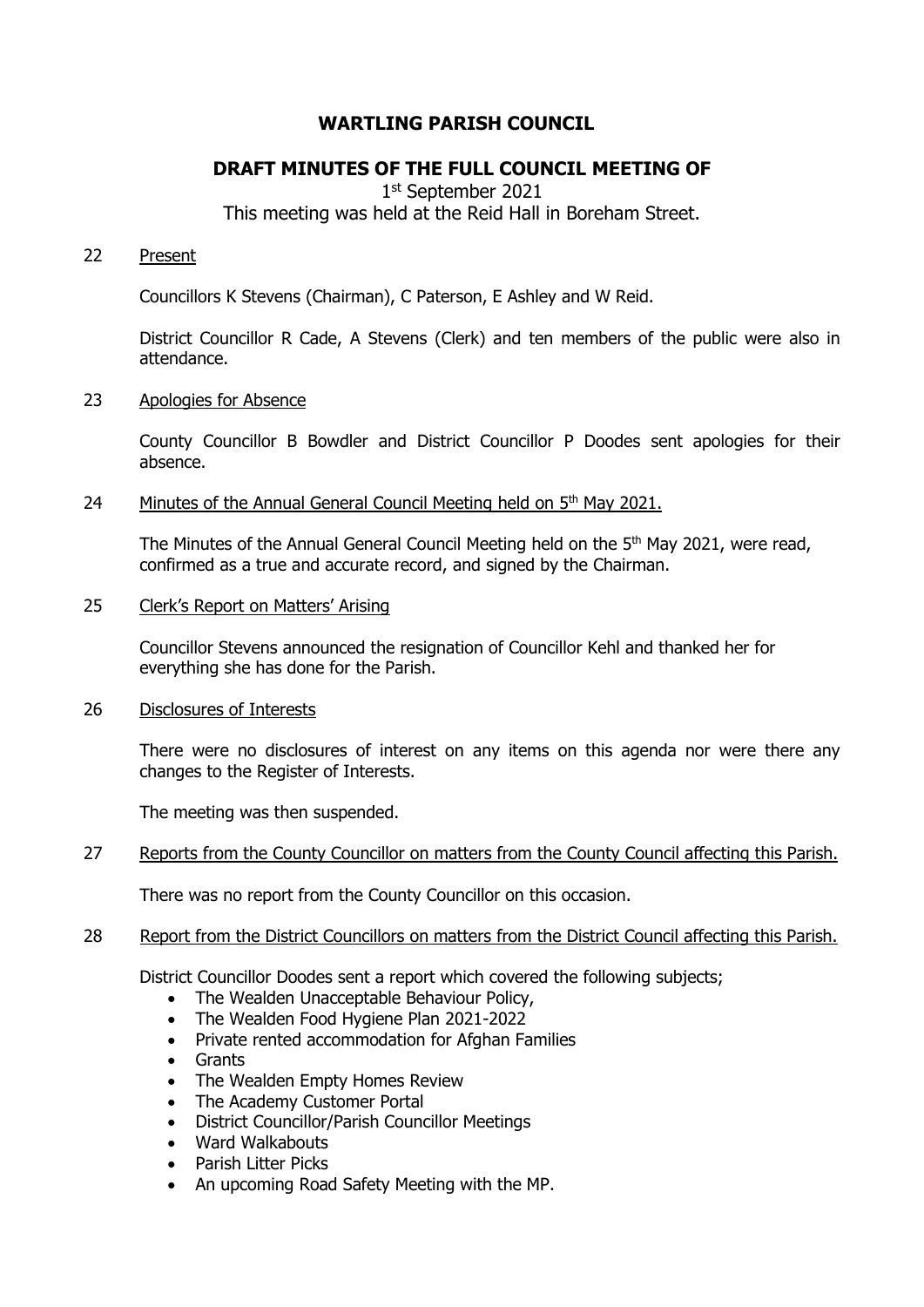# WARTLING PARISH COUNCIL

## DRAFT MINUTES OF THE FULL COUNCIL MEETING OF

1st September 2021

This meeting was held at the Reid Hall in Boreham Street.

22 Present

Councillors K Stevens (Chairman), C Paterson, E Ashley and W Reid.

District Councillor R Cade, A Stevens (Clerk) and ten members of the public were also in attendance.

23 Apologies for Absence

County Councillor B Bowdler and District Councillor P Doodes sent apologies for their absence.

24 Minutes of the Annual General Council Meeting held on 5th May 2021.

The Minutes of the Annual General Council Meeting held on the 5th May 2021, were read, confirmed as a true and accurate record, and signed by the Chairman.

25 Clerk's Report on Matters' Arising

Councillor Stevens announced the resignation of Councillor Kehl and thanked her for everything she has done for the Parish.

26 Disclosures of Interests

There were no disclosures of interest on any items on this agenda nor were there any changes to the Register of Interests.

The meeting was then suspended.

27 Reports from the County Councillor on matters from the County Council affecting this Parish.

There was no report from the County Councillor on this occasion.

28 Report from the District Councillors on matters from the District Council affecting this Parish.

District Councillor Doodes sent a report which covered the following subjects;

- The Wealden Unacceptable Behaviour Policy,
- The Wealden Food Hygiene Plan 2021-2022
- Private rented accommodation for Afghan Families
- Grants
- The Wealden Empty Homes Review
- The Academy Customer Portal
- District Councillor/Parish Councillor Meetings
- Ward Walkabouts
- Parish Litter Picks
- An upcoming Road Safety Meeting with the MP.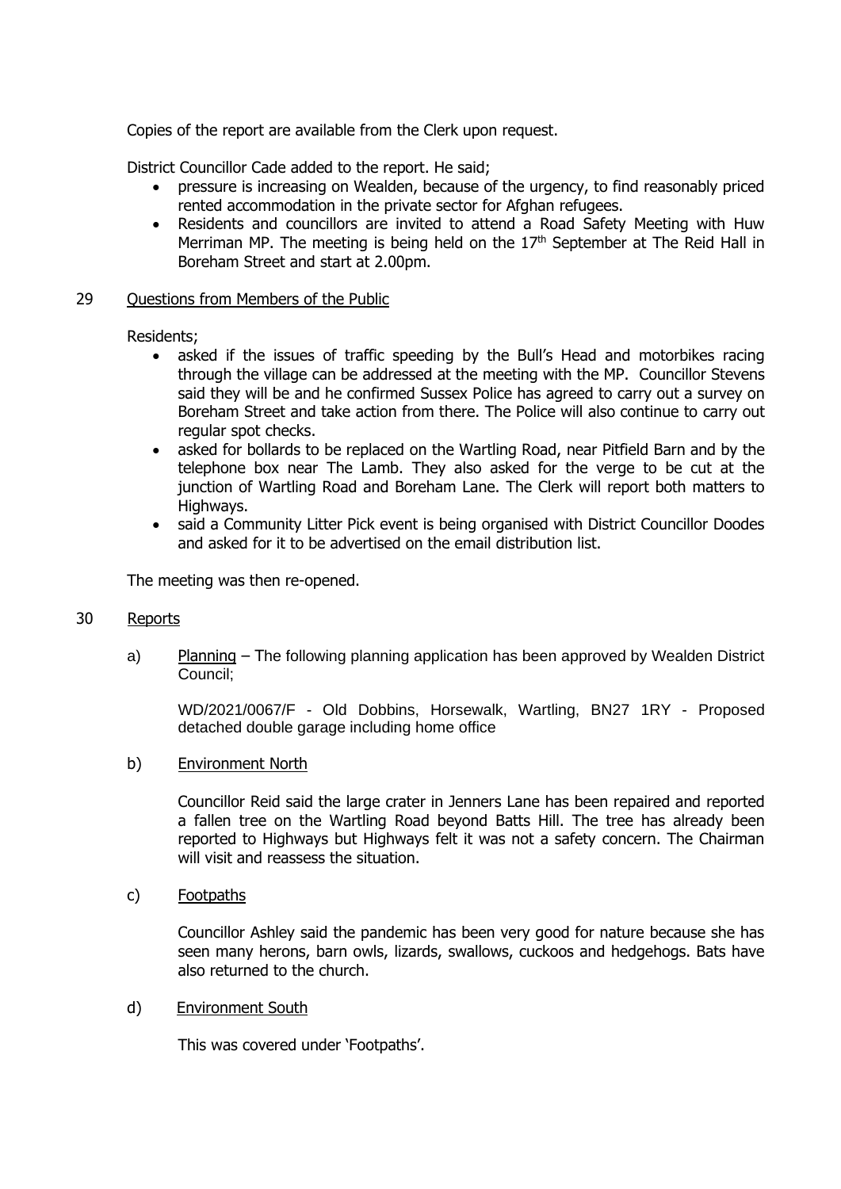Copies of the report are available from the Clerk upon request.

District Councillor Cade added to the report. He said;

- pressure is increasing on Wealden, because of the urgency, to find reasonably priced rented accommodation in the private sector for Afghan refugees.
- Residents and councillors are invited to attend a Road Safety Meeting with Huw Merriman MP. The meeting is being held on the 17th September at The Reid Hall in Boreham Street and start at 2.00pm.

29 Questions from Members of the Public

Residents;

- asked if the issues of traffic speeding by the Bull's Head and motorbikes racing through the village can be addressed at the meeting with the MP. Councillor Stevens said they will be and he confirmed Sussex Police has agreed to carry out a survey on Boreham Street and take action from there. The Police will also continue to carry out regular spot checks.
- asked for bollards to be replaced on the Wartling Road, near Pitfield Barn and by the telephone box near The Lamb. They also asked for the verge to be cut at the junction of Wartling Road and Boreham Lane. The Clerk will report both matters to Highways.
- said a Community Litter Pick event is being organised with District Councillor Doodes and asked for it to be advertised on the email distribution list.

The meeting was then re-opened.

30 Reports

a) Planning – The following planning application has been approved by Wealden District Council;

WD/2021/0067/F - Old Dobbins, Horsewalk, Wartling, BN27 1RY - Proposed detached double garage including home office

b) Environment North

Councillor Reid said the large crater in Jenners Lane has been repaired and reported a fallen tree on the Wartling Road beyond Batts Hill. The tree has already been reported to Highways but Highways felt it was not a safety concern. The Chairman will visit and reassess the situation.

c) Footpaths

Councillor Ashley said the pandemic has been very good for nature because she has seen many herons, barn owls, lizards, swallows, cuckoos and hedgehogs. Bats have also returned to the church.

d) Environment South

This was covered under 'Footpaths'.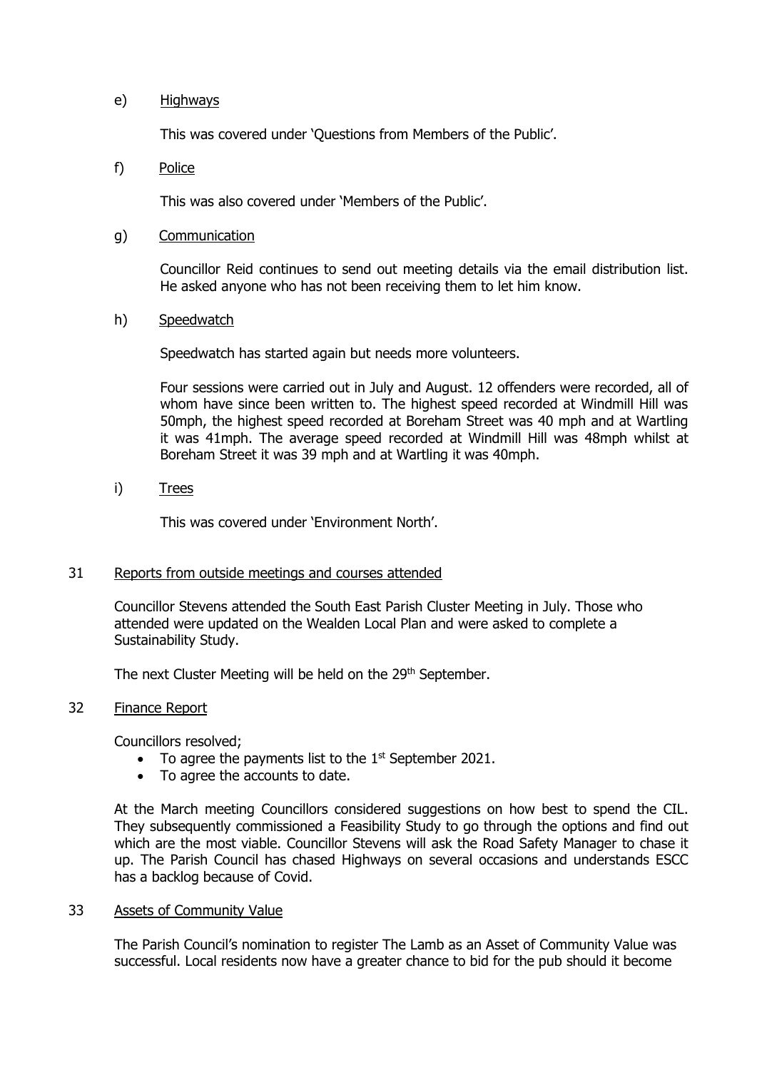e) <u>Highways</u>

This was covered under 'Questions from Members of the Public'.

f) <u>Police</u>

This was also covered under 'Members of the Public'.

g) <u>Communication</u>

Councillor Reid continues to send out meeting details via the email distribution list. He asked anyone who has not been receiving them to let him know.

h) <u>Speedwatch</u>

Speedwatch has started again but needs more volunteers.

Four sessions were carried out in July and August. 12 offenders were recorded, all of whom have since been written to. The highest speed recorded at Windmill Hill was 50mph, the highest speed recorded at Boreham Street was 40 mph and at Wartling it was 41mph. The average speed recorded at Windmill Hill was 48mph whilst at Boreham Street it was 39 mph and at Wartling it was 40mph.

i) <u>Trees</u>

This was covered under 'Environment North'.

## 31 Reports from outside meetings and courses attended

Councillor Stevens attended the South East Parish Cluster Meeting in July. Those who attended were updated on the Wealden Local Plan and were asked to complete a Sustainability Study.

The next Cluster Meeting will be held on the 29th September.

## 32 Finance Report

Councillors resolved;

- To agree the payments list to the 1st September 2021.
- To agree the accounts to date.

At the March meeting Councillors considered suggestions on how best to spend the CIL. They subsequently commissioned a Feasibility Study to go through the options and find out which are the most viable. Councillor Stevens will ask the Road Safety Manager to chase it up. The Parish Council has chased Highways on several occasions and understands ESCC has a backlog because of Covid.

## 33 Assets of Community Value

The Parish Council's nomination to register The Lamb as an Asset of Community Value was successful. Local residents now have a greater chance to bid for the pub should it become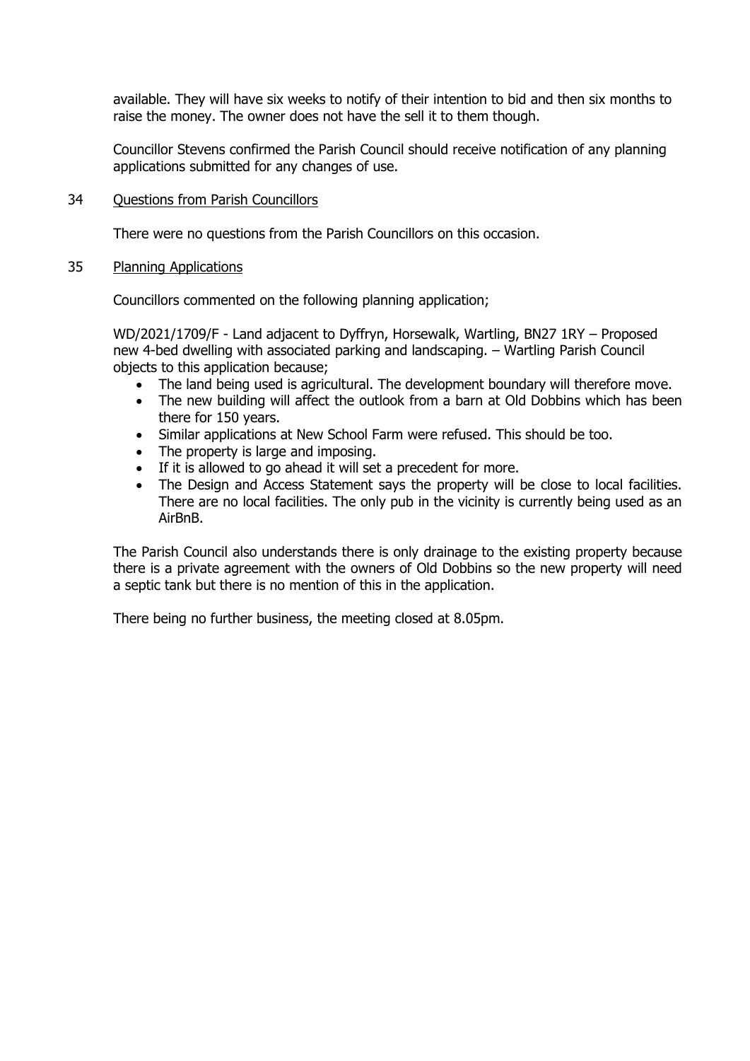available. They will have six weeks to notify of their intention to bid and then six months to raise the money. The owner does not have the sell it to them though.

Councillor Stevens confirmed the Parish Council should receive notification of any planning applications submitted for any changes of use.

34 Questions from Parish Councillors

There were no questions from the Parish Councillors on this occasion.

35 Planning Applications

Councillors commented on the following planning application;

WD/2021/1709/F - Land adjacent to Dyffryn, Horsewalk, Wartling, BN27 1RY – Proposed new 4-bed dwelling with associated parking and landscaping. – Wartling Parish Council objects to this application because;

- The land being used is agricultural. The development boundary will therefore move.
- The new building will affect the outlook from a barn at Old Dobbins which has been there for 150 years.
- Similar applications at New School Farm were refused. This should be too.
- The property is large and imposing.
- If it is allowed to go ahead it will set a precedent for more.
- The Design and Access Statement says the property will be close to local facilities. There are no local facilities. The only pub in the vicinity is currently being used as an AirBnB.

The Parish Council also understands there is only drainage to the existing property because there is a private agreement with the owners of Old Dobbins so the new property will need a septic tank but there is no mention of this in the application.

There being no further business, the meeting closed at 8.05pm.